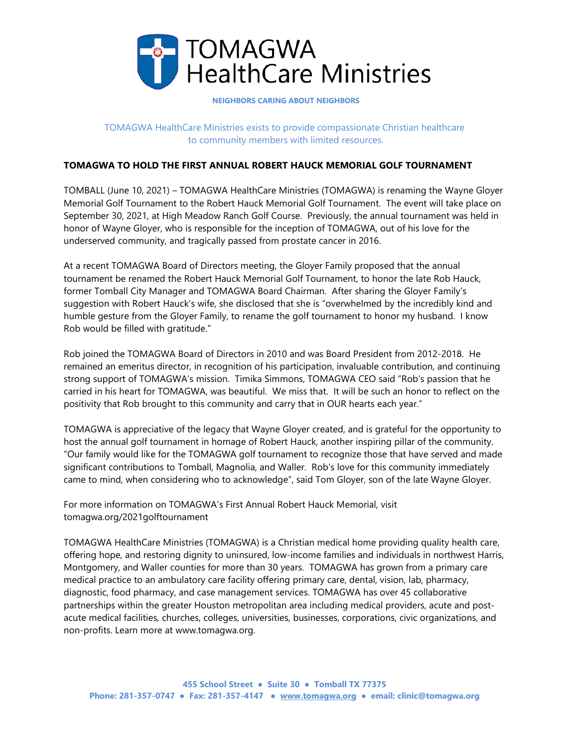# TOMAGWA HealthCare Ministries

**NEIGHBORS CARING ABOUT NEIGHBORS**

TOMAGWA HealthCare Ministries exists to provide compassionate Christian healthcare to community members with limited resources.

**TOMAGWA TO HOLD THE FIRST ANNUAL ROBERT HAUCK MEMORIAL GOLF TOURNAMENT**

TOMBALL (June 10, 2021) – TOMAGWA HealthCare Ministries (TOMAGWA) is renaming the Wayne Gloyer Memorial Golf Tournament to the Robert Hauck Memorial Golf Tournament. The event will take place on September 30, 2021, at High Meadow Ranch Golf Course. Previously, the annual tournament was held in honor of Wayne Gloyer, who is responsible for the inception of TOMAGWA, out of his love for the underserved community, and tragically passed from prostate cancer in 2016.

At a recent TOMAGWA Board of Directors meeting, the Gloyer Family proposed that the annual tournament be renamed the Robert Hauck Memorial Golf Tournament, to honor the late Rob Hauck, former Tomball City Manager and TOMAGWA Board Chairman. After sharing the Gloyer Family's suggestion with Robert Hauck's wife, she disclosed that she is "overwhelmed by the incredibly kind and humble gesture from the Gloyer Family, to rename the golf tournament to honor my husband. I know Rob would be filled with gratitude."

Rob joined the TOMAGWA Board of Directors in 2010 and was Board President from 2012-2018. He remained an emeritus director, in recognition of his participation, invaluable contribution, and continuing strong support of TOMAGWA's mission. Timika Simmons, TOMAGWA CEO said "Rob's passion that he carried in his heart for TOMAGWA, was beautiful. We miss that. It will be such an honor to reflect on the positivity that Rob brought to this community and carry that in OUR hearts each year."

TOMAGWA is appreciative of the legacy that Wayne Gloyer created, and is grateful for the opportunity to host the annual golf tournament in homage of Robert Hauck, another inspiring pillar of the community. "Our family would like for the TOMAGWA golf tournament to recognize those that have served and made significant contributions to Tomball, Magnolia, and Waller. Rob's love for this community immediately came to mind, when considering who to acknowledge", said Tom Gloyer, son of the late Wayne Gloyer.

For more information on TOMAGWA's First Annual Robert Hauck Memorial, visit tomagwa.org/2021golftournament

TOMAGWA HealthCare Ministries (TOMAGWA) is a Christian medical home providing quality health care, offering hope, and restoring dignity to uninsured, low-income families and individuals in northwest Harris, Montgomery, and Waller counties for more than 30 years. TOMAGWA has grown from a primary care medical practice to an ambulatory care facility offering primary care, dental, vision, lab, pharmacy, diagnostic, food pharmacy, and case management services. TOMAGWA has over 45 collaborative partnerships within the greater Houston metropolitan area including medical providers, acute and post-acute medical facilities, churches, colleges, universities, businesses, corporations, civic organizations, and non-profits. Learn more at www.tomagwa.org.

**455 School Street ● Suite 30 ● Tomball TX 77375**
**Phone: 281-357-0747 ● Fax: 281-357-4147 ● www.tomagwa.org ● email: clinic@tomagwa.org**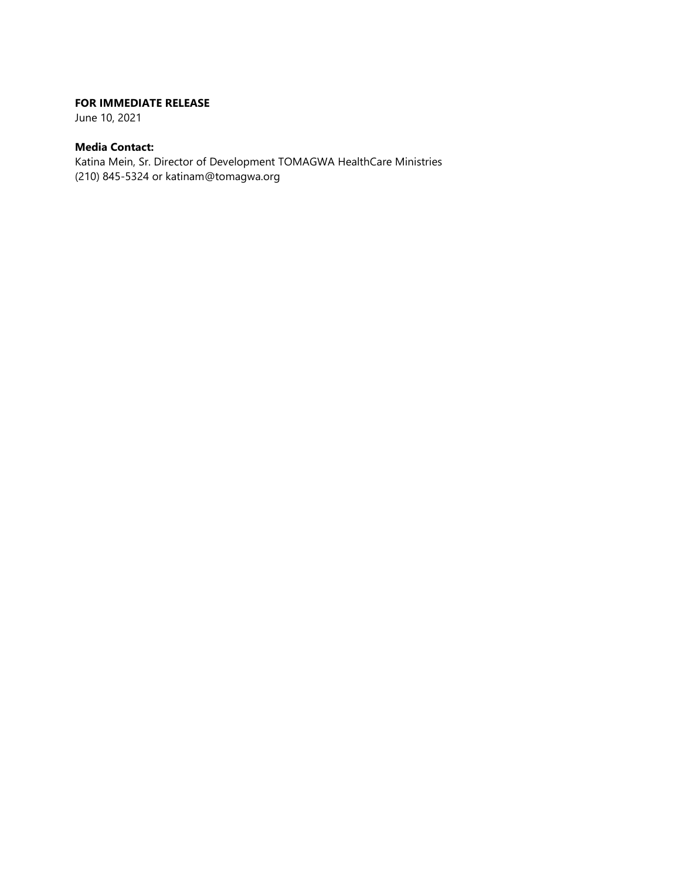**FOR IMMEDIATE RELEASE**
June 10, 2021

**Media Contact:**
Katina Mein, Sr. Director of Development TOMAGWA HealthCare Ministries
(210) 845-5324 or katinam@tomagwa.org